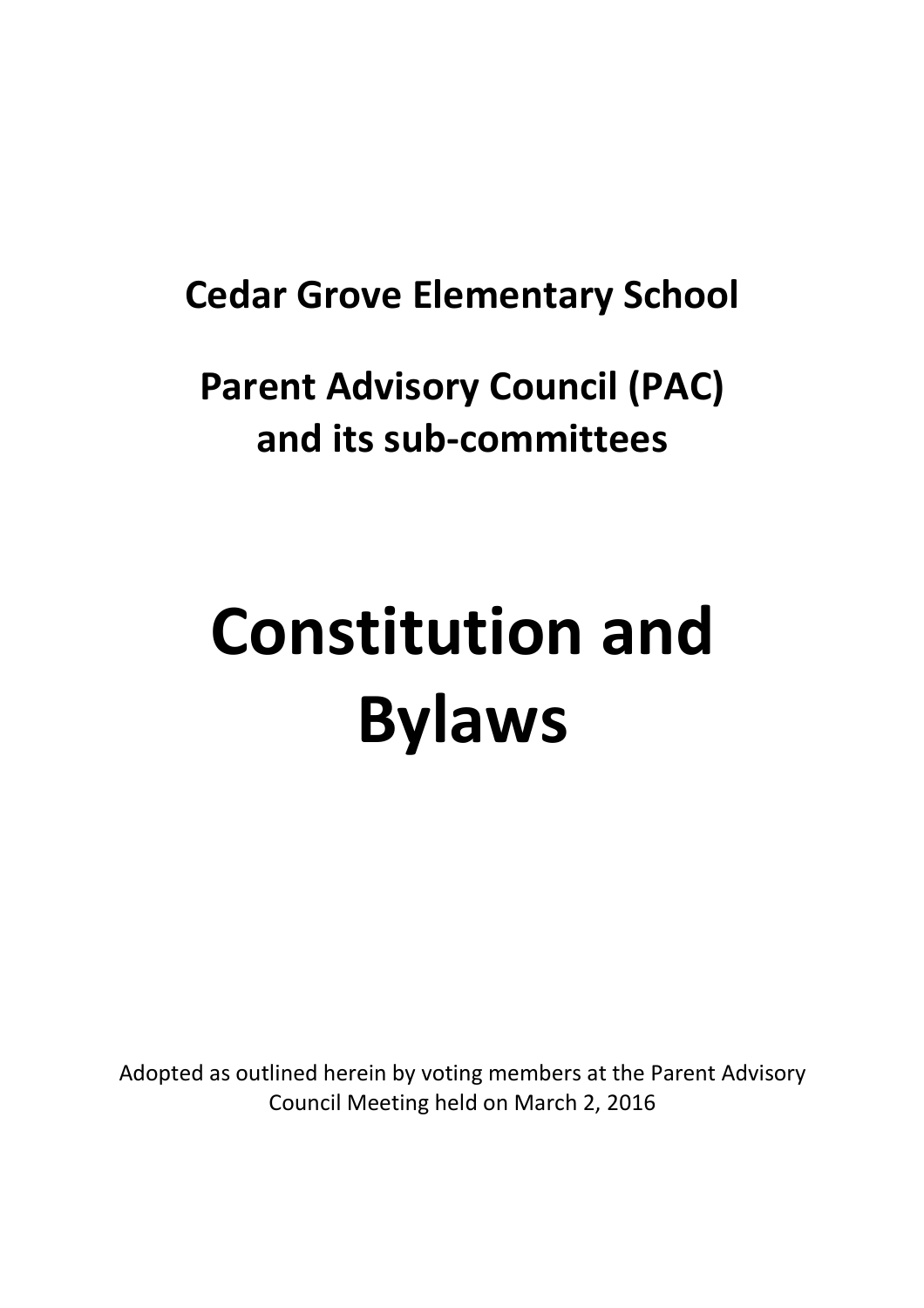**Cedar Grove Elementary School**

**Parent Advisory Council (PAC) and its sub-committees**

# Constitution and Bylaws

Adopted as outlined herein by voting members at the Parent Advisory Council Meeting held on March 2, 2016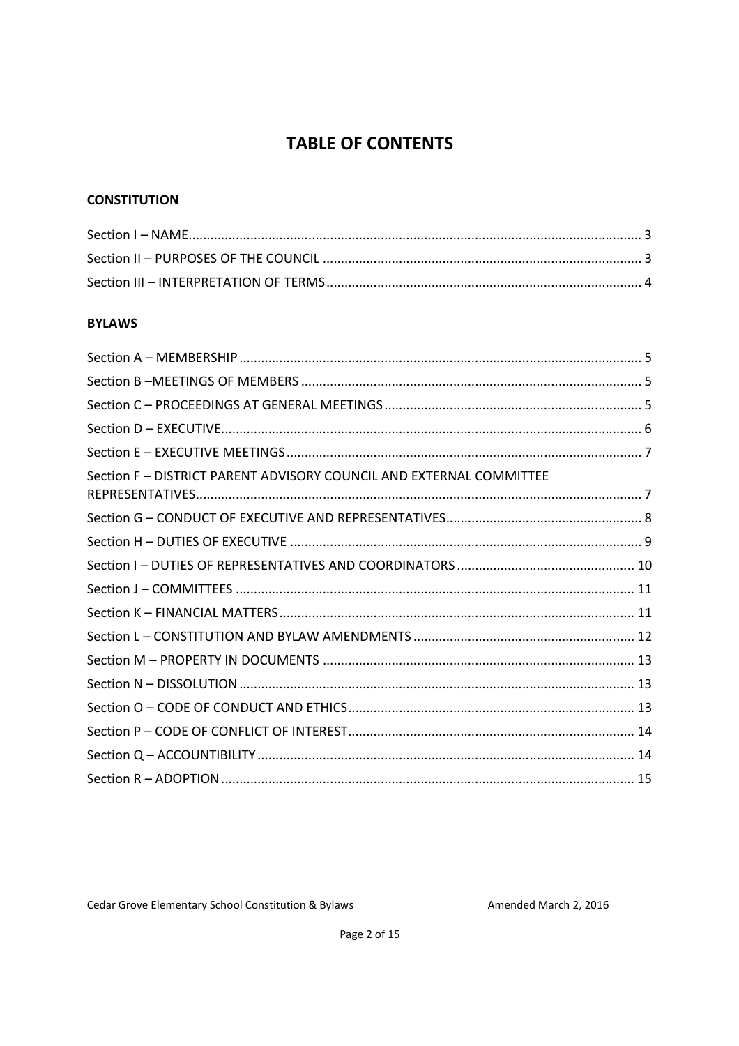# TABLE OF CONTENTS

## CONSTITUTION

Section I – NAME ........................................................................................................................ 3
Section II – PURPOSES OF THE COUNCIL ...................................................................................... 3
Section III – INTERPRETATION OF TERMS ..................................................................................... 4

## BYLAWS

Section A – MEMBERSHIP ............................................................................................................. 5
Section B –MEETINGS OF MEMBERS ............................................................................................ 5
Section C – PROCEEDINGS AT GENERAL MEETINGS ...................................................................... 5
Section D – EXECUTIVE.................................................................................................................. 6
Section E – EXECUTIVE MEETINGS ................................................................................................ 7
Section F – DISTRICT PARENT ADVISORY COUNCIL AND EXTERNAL COMMITTEE REPRESENTATIVES........................................................................................................................ 7
Section G – CONDUCT OF EXECUTIVE AND REPRESENTATIVES..................................................... 8
Section H – DUTIES OF EXECUTIVE ............................................................................................... 9
Section I – DUTIES OF REPRESENTATIVES AND COORDINATORS ................................................ 10
Section J – COMMITTEES ............................................................................................................ 11
Section K – FINANCIAL MATTERS................................................................................................ 11
Section L – CONSTITUTION AND BYLAW AMENDMENTS ............................................................ 12
Section M – PROPERTY IN DOCUMENTS .................................................................................... 13
Section N – DISSOLUTION ........................................................................................................... 13
Section O – CODE OF CONDUCT AND ETHICS.............................................................................. 13
Section P – CODE OF CONFLICT OF INTEREST.............................................................................. 14
Section Q – ACCOUNTIBILITY ...................................................................................................... 14
Section R – ADOPTION ................................................................................................................ 15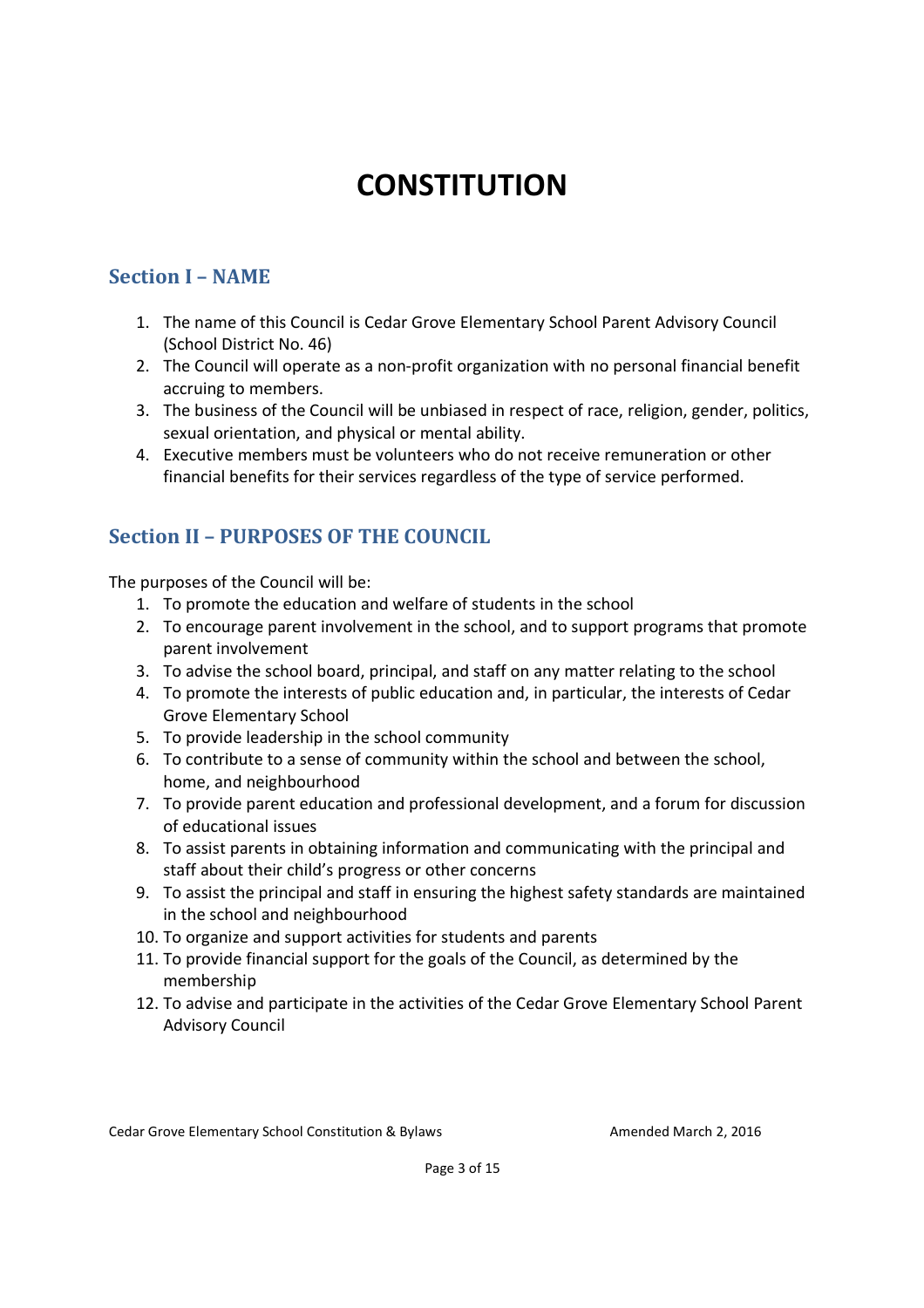# CONSTITUTION

## Section I – NAME

1. The name of this Council is Cedar Grove Elementary School Parent Advisory Council (School District No. 46)
2. The Council will operate as a non-profit organization with no personal financial benefit accruing to members.
3. The business of the Council will be unbiased in respect of race, religion, gender, politics, sexual orientation, and physical or mental ability.
4. Executive members must be volunteers who do not receive remuneration or other financial benefits for their services regardless of the type of service performed.

## Section II – PURPOSES OF THE COUNCIL

The purposes of the Council will be:

1. To promote the education and welfare of students in the school
2. To encourage parent involvement in the school, and to support programs that promote parent involvement
3. To advise the school board, principal, and staff on any matter relating to the school
4. To promote the interests of public education and, in particular, the interests of Cedar Grove Elementary School
5. To provide leadership in the school community
6. To contribute to a sense of community within the school and between the school, home, and neighbourhood
7. To provide parent education and professional development, and a forum for discussion of educational issues
8. To assist parents in obtaining information and communicating with the principal and staff about their child's progress or other concerns
9. To assist the principal and staff in ensuring the highest safety standards are maintained in the school and neighbourhood
10. To organize and support activities for students and parents
11. To provide financial support for the goals of the Council, as determined by the membership
12. To advise and participate in the activities of the Cedar Grove Elementary School Parent Advisory Council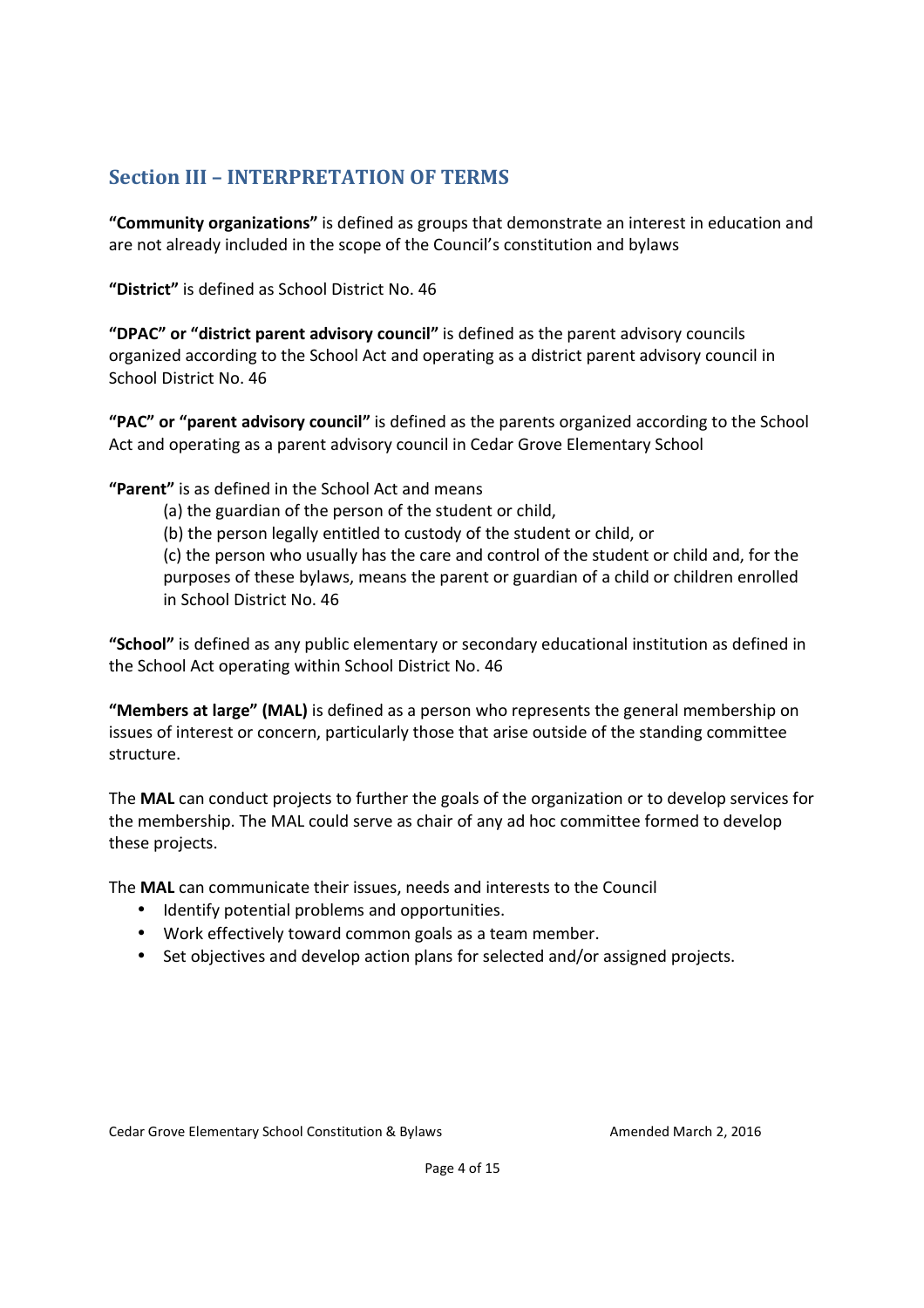## Section III – INTERPRETATION OF TERMS

**"Community organizations"** is defined as groups that demonstrate an interest in education and are not already included in the scope of the Council's constitution and bylaws

**"District"** is defined as School District No. 46

**"DPAC" or "district parent advisory council"** is defined as the parent advisory councils organized according to the School Act and operating as a district parent advisory council in School District No. 46

**"PAC" or "parent advisory council"** is defined as the parents organized according to the School Act and operating as a parent advisory council in Cedar Grove Elementary School

**"Parent"** is as defined in the School Act and means

(a) the guardian of the person of the student or child,

(b) the person legally entitled to custody of the student or child, or

(c) the person who usually has the care and control of the student or child and, for the purposes of these bylaws, means the parent or guardian of a child or children enrolled in School District No. 46

**"School"** is defined as any public elementary or secondary educational institution as defined in the School Act operating within School District No. 46

**"Members at large" (MAL)** is defined as a person who represents the general membership on issues of interest or concern, particularly those that arise outside of the standing committee structure.

The **MAL** can conduct projects to further the goals of the organization or to develop services for the membership. The MAL could serve as chair of any ad hoc committee formed to develop these projects.

The **MAL** can communicate their issues, needs and interests to the Council

- Identify potential problems and opportunities.
- Work effectively toward common goals as a team member.
- Set objectives and develop action plans for selected and/or assigned projects.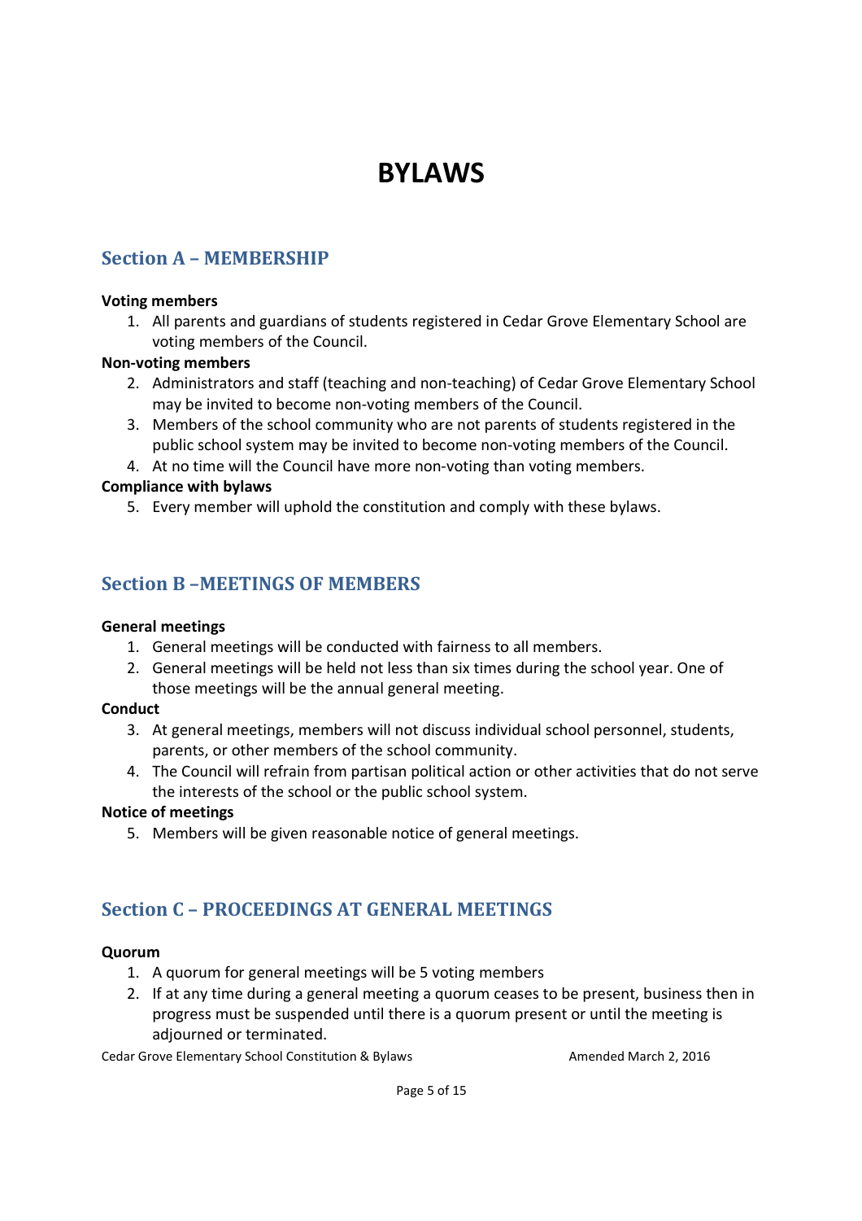# BYLAWS

## Section A – MEMBERSHIP

**Voting members**

1. All parents and guardians of students registered in Cedar Grove Elementary School are voting members of the Council.

**Non-voting members**

2. Administrators and staff (teaching and non-teaching) of Cedar Grove Elementary School may be invited to become non-voting members of the Council.
3. Members of the school community who are not parents of students registered in the public school system may be invited to become non-voting members of the Council.
4. At no time will the Council have more non-voting than voting members.

**Compliance with bylaws**

5. Every member will uphold the constitution and comply with these bylaws.

## Section B –MEETINGS OF MEMBERS

**General meetings**

1. General meetings will be conducted with fairness to all members.
2. General meetings will be held not less than six times during the school year. One of those meetings will be the annual general meeting.

**Conduct**

3. At general meetings, members will not discuss individual school personnel, students, parents, or other members of the school community.
4. The Council will refrain from partisan political action or other activities that do not serve the interests of the school or the public school system.

**Notice of meetings**

5. Members will be given reasonable notice of general meetings.

## Section C – PROCEEDINGS AT GENERAL MEETINGS

**Quorum**

1. A quorum for general meetings will be 5 voting members
2. If at any time during a general meeting a quorum ceases to be present, business then in progress must be suspended until there is a quorum present or until the meeting is adjourned or terminated.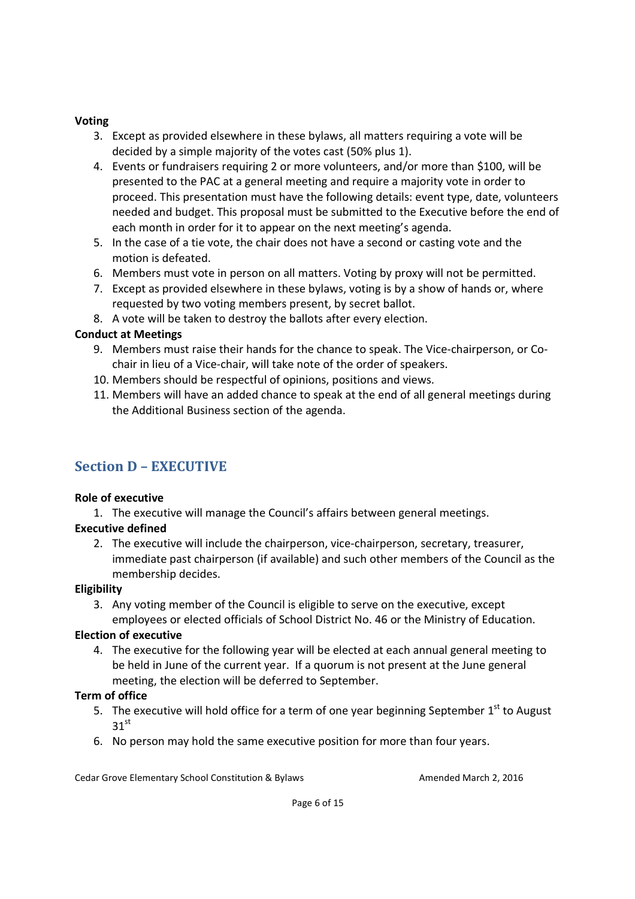**Voting**

3. Except as provided elsewhere in these bylaws, all matters requiring a vote will be decided by a simple majority of the votes cast (50% plus 1).
4. Events or fundraisers requiring 2 or more volunteers, and/or more than $100, will be presented to the PAC at a general meeting and require a majority vote in order to proceed. This presentation must have the following details: event type, date, volunteers needed and budget. This proposal must be submitted to the Executive before the end of each month in order for it to appear on the next meeting's agenda.
5. In the case of a tie vote, the chair does not have a second or casting vote and the motion is defeated.
6. Members must vote in person on all matters. Voting by proxy will not be permitted.
7. Except as provided elsewhere in these bylaws, voting is by a show of hands or, where requested by two voting members present, by secret ballot.
8. A vote will be taken to destroy the ballots after every election.

**Conduct at Meetings**

9. Members must raise their hands for the chance to speak. The Vice-chairperson, or Co-chair in lieu of a Vice-chair, will take note of the order of speakers.
10. Members should be respectful of opinions, positions and views.
11. Members will have an added chance to speak at the end of all general meetings during the Additional Business section of the agenda.

## Section D – EXECUTIVE

**Role of executive**

1. The executive will manage the Council's affairs between general meetings.

**Executive defined**

2. The executive will include the chairperson, vice-chairperson, secretary, treasurer, immediate past chairperson (if available) and such other members of the Council as the membership decides.

**Eligibility**

3. Any voting member of the Council is eligible to serve on the executive, except employees or elected officials of School District No. 46 or the Ministry of Education.

**Election of executive**

4. The executive for the following year will be elected at each annual general meeting to be held in June of the current year. If a quorum is not present at the June general meeting, the election will be deferred to September.

**Term of office**

5. The executive will hold office for a term of one year beginning September 1st to August 31st
6. No person may hold the same executive position for more than four years.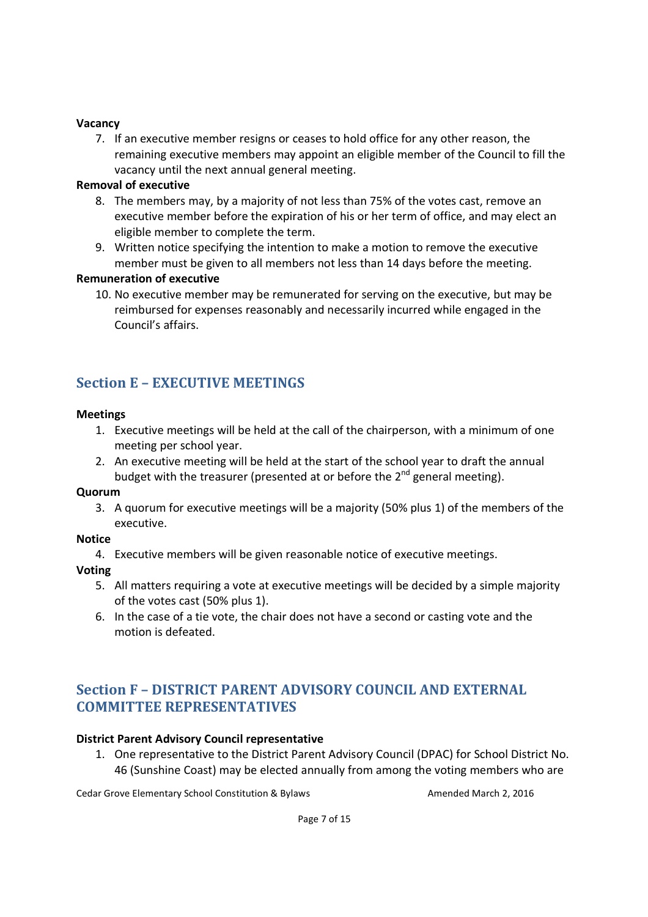**Vacancy**

7. If an executive member resigns or ceases to hold office for any other reason, the remaining executive members may appoint an eligible member of the Council to fill the vacancy until the next annual general meeting.

**Removal of executive**

8. The members may, by a majority of not less than 75% of the votes cast, remove an executive member before the expiration of his or her term of office, and may elect an eligible member to complete the term.
9. Written notice specifying the intention to make a motion to remove the executive member must be given to all members not less than 14 days before the meeting.

**Remuneration of executive**

10. No executive member may be remunerated for serving on the executive, but may be reimbursed for expenses reasonably and necessarily incurred while engaged in the Council's affairs.

## Section E – EXECUTIVE MEETINGS

**Meetings**

1. Executive meetings will be held at the call of the chairperson, with a minimum of one meeting per school year.
2. An executive meeting will be held at the start of the school year to draft the annual budget with the treasurer (presented at or before the 2nd general meeting).

**Quorum**

3. A quorum for executive meetings will be a majority (50% plus 1) of the members of the executive.

**Notice**

4. Executive members will be given reasonable notice of executive meetings.

**Voting**

5. All matters requiring a vote at executive meetings will be decided by a simple majority of the votes cast (50% plus 1).
6. In the case of a tie vote, the chair does not have a second or casting vote and the motion is defeated.

## Section F – DISTRICT PARENT ADVISORY COUNCIL AND EXTERNAL COMMITTEE REPRESENTATIVES

**District Parent Advisory Council representative**

1. One representative to the District Parent Advisory Council (DPAC) for School District No. 46 (Sunshine Coast) may be elected annually from among the voting members who are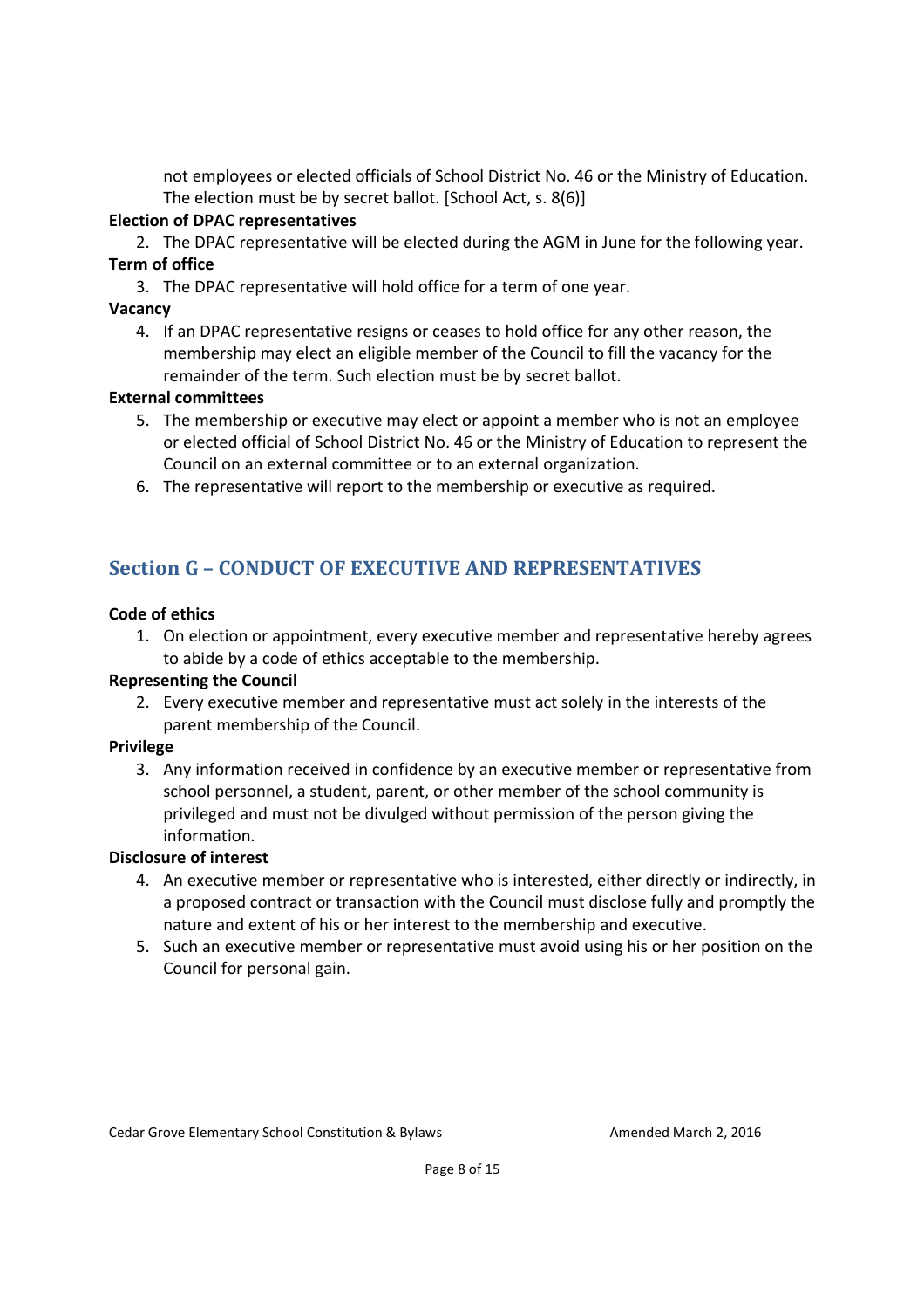not employees or elected officials of School District No. 46 or the Ministry of Education. The election must be by secret ballot. [School Act, s. 8(6)]

**Election of DPAC representatives**

2. The DPAC representative will be elected during the AGM in June for the following year.

**Term of office**

3. The DPAC representative will hold office for a term of one year.

**Vacancy**

4. If an DPAC representative resigns or ceases to hold office for any other reason, the membership may elect an eligible member of the Council to fill the vacancy for the remainder of the term. Such election must be by secret ballot.

**External committees**

5. The membership or executive may elect or appoint a member who is not an employee or elected official of School District No. 46 or the Ministry of Education to represent the Council on an external committee or to an external organization.
6. The representative will report to the membership or executive as required.

## Section G – CONDUCT OF EXECUTIVE AND REPRESENTATIVES

**Code of ethics**

1. On election or appointment, every executive member and representative hereby agrees to abide by a code of ethics acceptable to the membership.

**Representing the Council**

2. Every executive member and representative must act solely in the interests of the parent membership of the Council.

**Privilege**

3. Any information received in confidence by an executive member or representative from school personnel, a student, parent, or other member of the school community is privileged and must not be divulged without permission of the person giving the information.

**Disclosure of interest**

4. An executive member or representative who is interested, either directly or indirectly, in a proposed contract or transaction with the Council must disclose fully and promptly the nature and extent of his or her interest to the membership and executive.
5. Such an executive member or representative must avoid using his or her position on the Council for personal gain.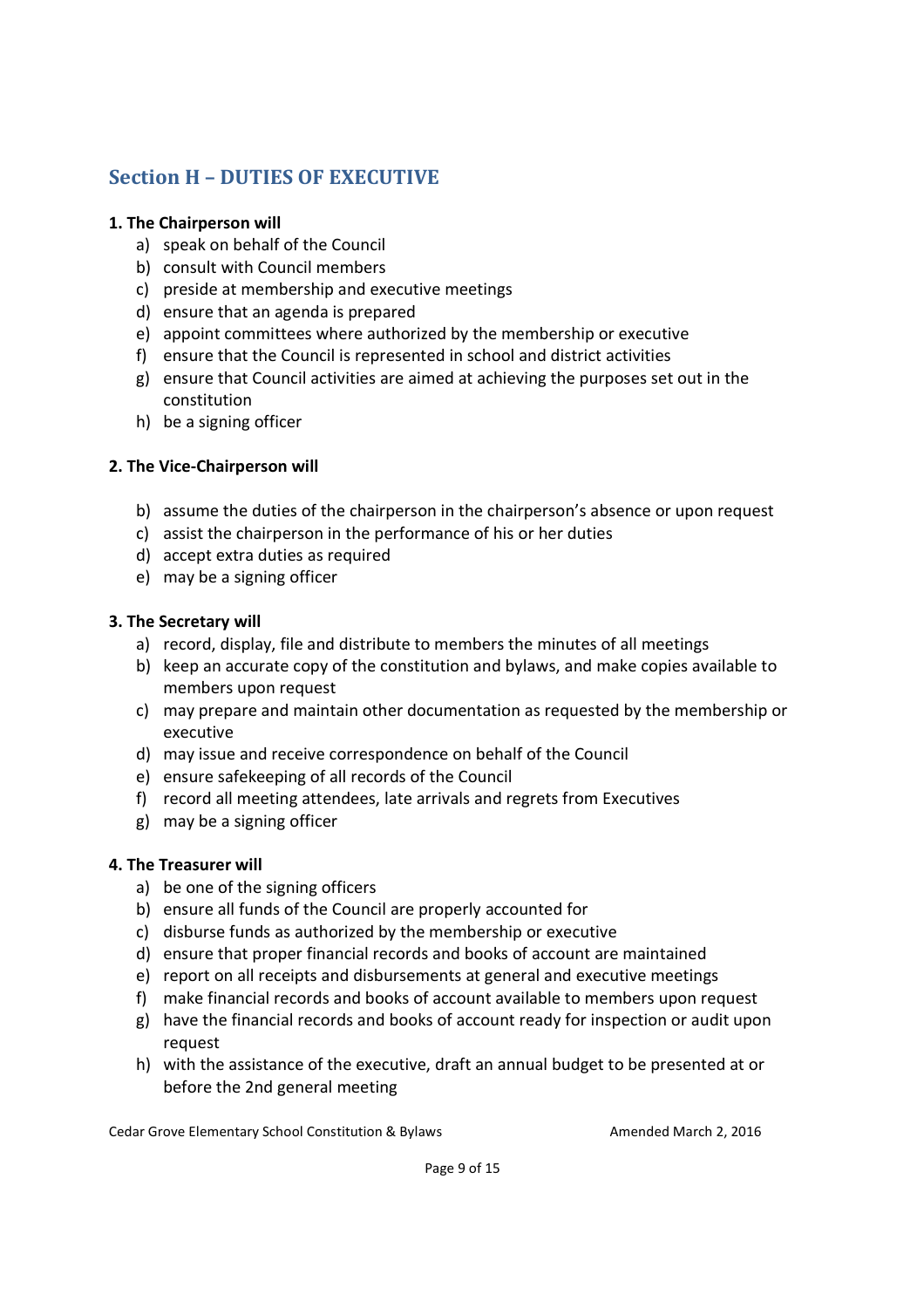## Section H – DUTIES OF EXECUTIVE

**1. The Chairperson will**

a) speak on behalf of the Council
b) consult with Council members
c) preside at membership and executive meetings
d) ensure that an agenda is prepared
e) appoint committees where authorized by the membership or executive
f) ensure that the Council is represented in school and district activities
g) ensure that Council activities are aimed at achieving the purposes set out in the constitution
h) be a signing officer

**2. The Vice-Chairperson will**

b) assume the duties of the chairperson in the chairperson's absence or upon request
c) assist the chairperson in the performance of his or her duties
d) accept extra duties as required
e) may be a signing officer

**3. The Secretary will**

a) record, display, file and distribute to members the minutes of all meetings
b) keep an accurate copy of the constitution and bylaws, and make copies available to members upon request
c) may prepare and maintain other documentation as requested by the membership or executive
d) may issue and receive correspondence on behalf of the Council
e) ensure safekeeping of all records of the Council
f) record all meeting attendees, late arrivals and regrets from Executives
g) may be a signing officer

**4. The Treasurer will**

a) be one of the signing officers
b) ensure all funds of the Council are properly accounted for
c) disburse funds as authorized by the membership or executive
d) ensure that proper financial records and books of account are maintained
e) report on all receipts and disbursements at general and executive meetings
f) make financial records and books of account available to members upon request
g) have the financial records and books of account ready for inspection or audit upon request
h) with the assistance of the executive, draft an annual budget to be presented at or before the 2nd general meeting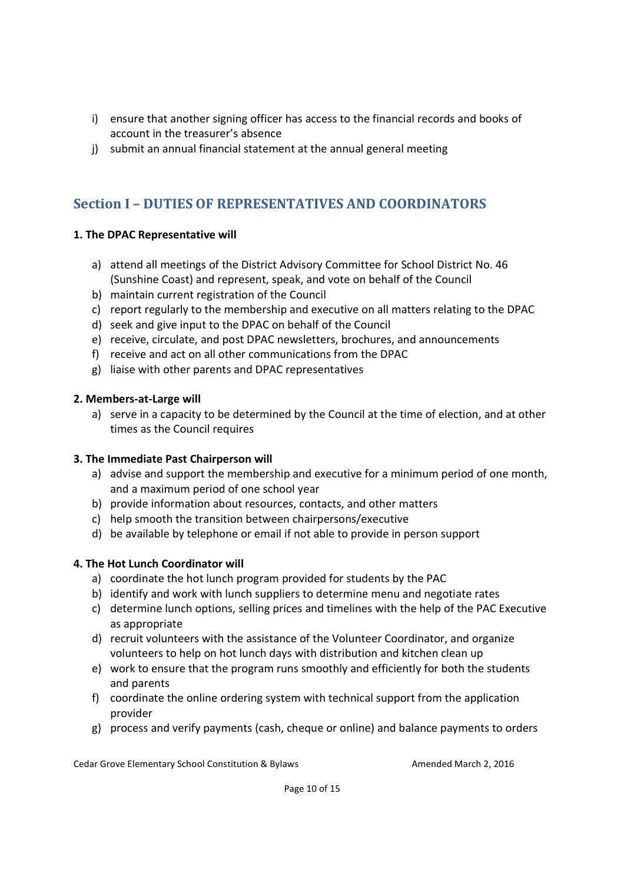i) ensure that another signing officer has access to the financial records and books of account in the treasurer's absence
j) submit an annual financial statement at the annual general meeting

## Section I – DUTIES OF REPRESENTATIVES AND COORDINATORS

**1. The DPAC Representative will**

a) attend all meetings of the District Advisory Committee for School District No. 46 (Sunshine Coast) and represent, speak, and vote on behalf of the Council
b) maintain current registration of the Council
c) report regularly to the membership and executive on all matters relating to the DPAC
d) seek and give input to the DPAC on behalf of the Council
e) receive, circulate, and post DPAC newsletters, brochures, and announcements
f) receive and act on all other communications from the DPAC
g) liaise with other parents and DPAC representatives

**2. Members-at-Large will**

a) serve in a capacity to be determined by the Council at the time of election, and at other times as the Council requires

**3. The Immediate Past Chairperson will**

a) advise and support the membership and executive for a minimum period of one month, and a maximum period of one school year
b) provide information about resources, contacts, and other matters
c) help smooth the transition between chairpersons/executive
d) be available by telephone or email if not able to provide in person support

**4. The Hot Lunch Coordinator will**

a) coordinate the hot lunch program provided for students by the PAC
b) identify and work with lunch suppliers to determine menu and negotiate rates
c) determine lunch options, selling prices and timelines with the help of the PAC Executive as appropriate
d) recruit volunteers with the assistance of the Volunteer Coordinator, and organize volunteers to help on hot lunch days with distribution and kitchen clean up
e) work to ensure that the program runs smoothly and efficiently for both the students and parents
f) coordinate the online ordering system with technical support from the application provider
g) process and verify payments (cash, cheque or online) and balance payments to orders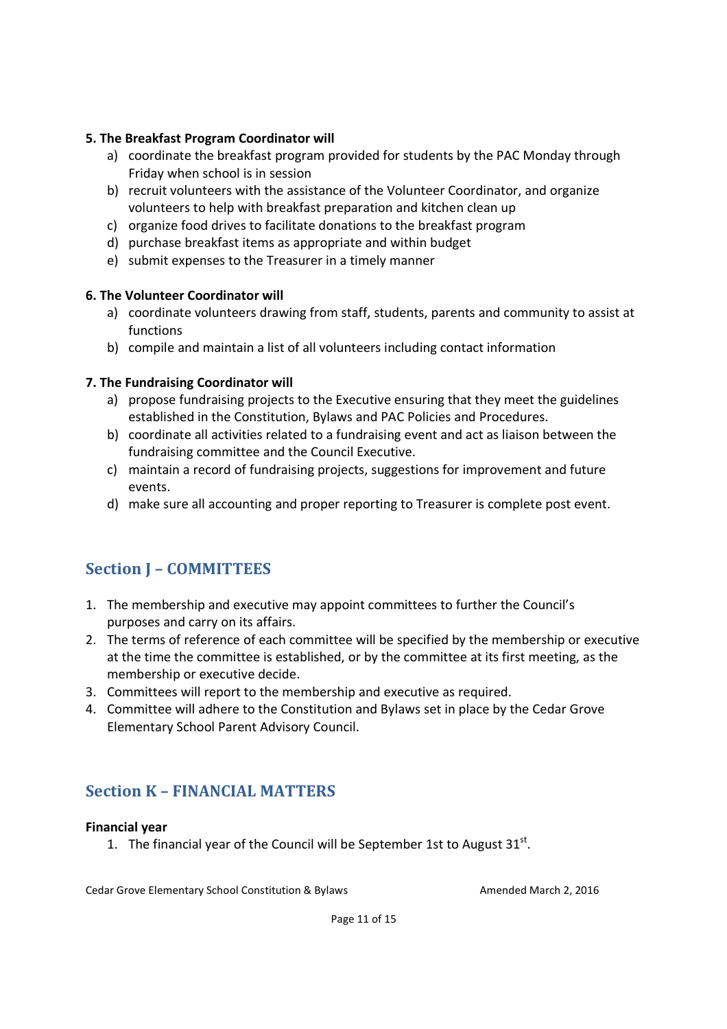**5. The Breakfast Program Coordinator will**

a) coordinate the breakfast program provided for students by the PAC Monday through Friday when school is in session
b) recruit volunteers with the assistance of the Volunteer Coordinator, and organize volunteers to help with breakfast preparation and kitchen clean up
c) organize food drives to facilitate donations to the breakfast program
d) purchase breakfast items as appropriate and within budget
e) submit expenses to the Treasurer in a timely manner

**6. The Volunteer Coordinator will**

a) coordinate volunteers drawing from staff, students, parents and community to assist at functions
b) compile and maintain a list of all volunteers including contact information

**7. The Fundraising Coordinator will**

a) propose fundraising projects to the Executive ensuring that they meet the guidelines established in the Constitution, Bylaws and PAC Policies and Procedures.
b) coordinate all activities related to a fundraising event and act as liaison between the fundraising committee and the Council Executive.
c) maintain a record of fundraising projects, suggestions for improvement and future events.
d) make sure all accounting and proper reporting to Treasurer is complete post event.

## Section J – COMMITTEES

1. The membership and executive may appoint committees to further the Council's purposes and carry on its affairs.
2. The terms of reference of each committee will be specified by the membership or executive at the time the committee is established, or by the committee at its first meeting, as the membership or executive decide.
3. Committees will report to the membership and executive as required.
4. Committee will adhere to the Constitution and Bylaws set in place by the Cedar Grove Elementary School Parent Advisory Council.

## Section K – FINANCIAL MATTERS

**Financial year**

1. The financial year of the Council will be September 1st to August 31st.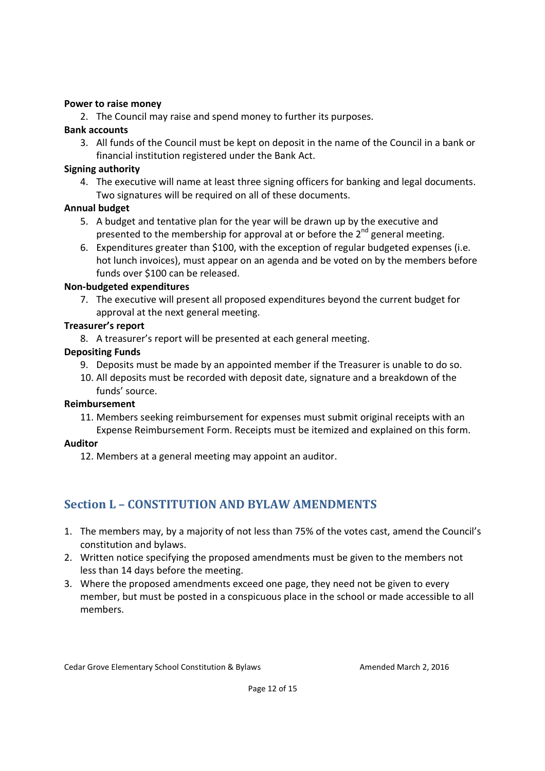**Power to raise money**

2. The Council may raise and spend money to further its purposes.

**Bank accounts**

3. All funds of the Council must be kept on deposit in the name of the Council in a bank or financial institution registered under the Bank Act.

**Signing authority**

4. The executive will name at least three signing officers for banking and legal documents. Two signatures will be required on all of these documents.

**Annual budget**

5. A budget and tentative plan for the year will be drawn up by the executive and presented to the membership for approval at or before the 2nd general meeting.
6. Expenditures greater than $100, with the exception of regular budgeted expenses (i.e. hot lunch invoices), must appear on an agenda and be voted on by the members before funds over $100 can be released.

**Non-budgeted expenditures**

7. The executive will present all proposed expenditures beyond the current budget for approval at the next general meeting.

**Treasurer's report**

8. A treasurer's report will be presented at each general meeting.

**Depositing Funds**

9. Deposits must be made by an appointed member if the Treasurer is unable to do so.
10. All deposits must be recorded with deposit date, signature and a breakdown of the funds' source.

**Reimbursement**

11. Members seeking reimbursement for expenses must submit original receipts with an Expense Reimbursement Form. Receipts must be itemized and explained on this form.

**Auditor**

12. Members at a general meeting may appoint an auditor.

## Section L – CONSTITUTION AND BYLAW AMENDMENTS

1. The members may, by a majority of not less than 75% of the votes cast, amend the Council's constitution and bylaws.
2. Written notice specifying the proposed amendments must be given to the members not less than 14 days before the meeting.
3. Where the proposed amendments exceed one page, they need not be given to every member, but must be posted in a conspicuous place in the school or made accessible to all members.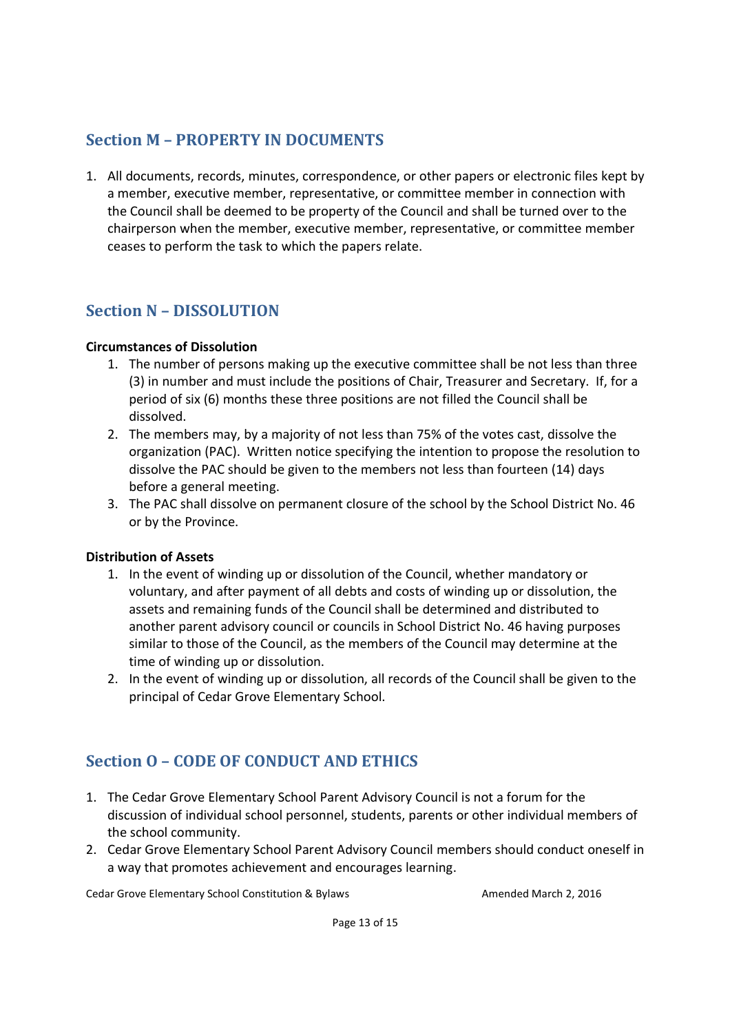## Section M – PROPERTY IN DOCUMENTS

1. All documents, records, minutes, correspondence, or other papers or electronic files kept by a member, executive member, representative, or committee member in connection with the Council shall be deemed to be property of the Council and shall be turned over to the chairperson when the member, executive member, representative, or committee member ceases to perform the task to which the papers relate.

## Section N – DISSOLUTION

**Circumstances of Dissolution**

1. The number of persons making up the executive committee shall be not less than three (3) in number and must include the positions of Chair, Treasurer and Secretary. If, for a period of six (6) months these three positions are not filled the Council shall be dissolved.
2. The members may, by a majority of not less than 75% of the votes cast, dissolve the organization (PAC). Written notice specifying the intention to propose the resolution to dissolve the PAC should be given to the members not less than fourteen (14) days before a general meeting.
3. The PAC shall dissolve on permanent closure of the school by the School District No. 46 or by the Province.

**Distribution of Assets**

1. In the event of winding up or dissolution of the Council, whether mandatory or voluntary, and after payment of all debts and costs of winding up or dissolution, the assets and remaining funds of the Council shall be determined and distributed to another parent advisory council or councils in School District No. 46 having purposes similar to those of the Council, as the members of the Council may determine at the time of winding up or dissolution.
2. In the event of winding up or dissolution, all records of the Council shall be given to the principal of Cedar Grove Elementary School.

## Section O – CODE OF CONDUCT AND ETHICS

1. The Cedar Grove Elementary School Parent Advisory Council is not a forum for the discussion of individual school personnel, students, parents or other individual members of the school community.
2. Cedar Grove Elementary School Parent Advisory Council members should conduct oneself in a way that promotes achievement and encourages learning.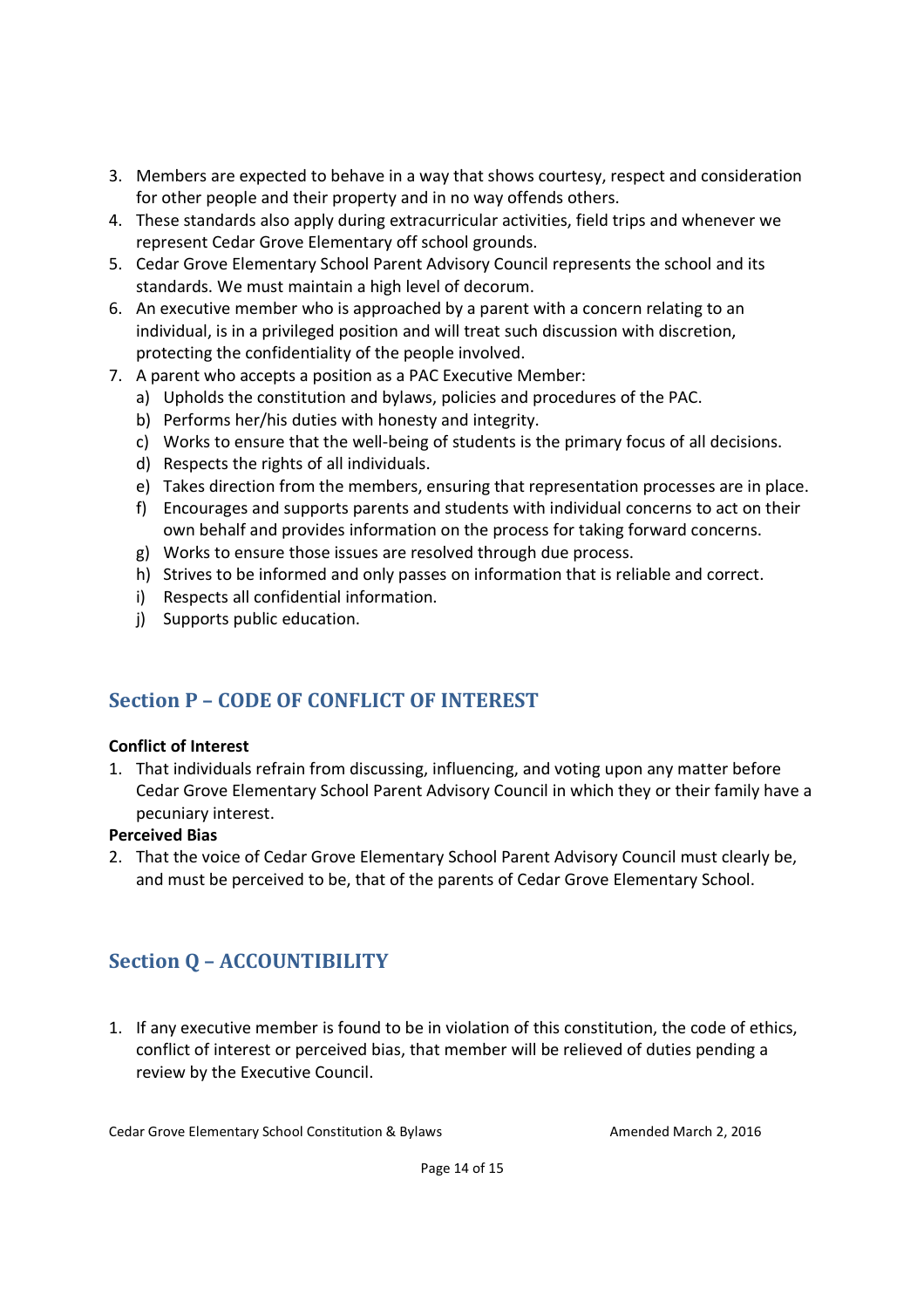3. Members are expected to behave in a way that shows courtesy, respect and consideration for other people and their property and in no way offends others.
4. These standards also apply during extracurricular activities, field trips and whenever we represent Cedar Grove Elementary off school grounds.
5. Cedar Grove Elementary School Parent Advisory Council represents the school and its standards. We must maintain a high level of decorum.
6. An executive member who is approached by a parent with a concern relating to an individual, is in a privileged position and will treat such discussion with discretion, protecting the confidentiality of the people involved.
7. A parent who accepts a position as a PAC Executive Member:
   a) Upholds the constitution and bylaws, policies and procedures of the PAC.
   b) Performs her/his duties with honesty and integrity.
   c) Works to ensure that the well-being of students is the primary focus of all decisions.
   d) Respects the rights of all individuals.
   e) Takes direction from the members, ensuring that representation processes are in place.
   f) Encourages and supports parents and students with individual concerns to act on their own behalf and provides information on the process for taking forward concerns.
   g) Works to ensure those issues are resolved through due process.
   h) Strives to be informed and only passes on information that is reliable and correct.
   i) Respects all confidential information.
   j) Supports public education.

## Section P – CODE OF CONFLICT OF INTEREST

**Conflict of Interest**

1. That individuals refrain from discussing, influencing, and voting upon any matter before Cedar Grove Elementary School Parent Advisory Council in which they or their family have a pecuniary interest.

**Perceived Bias**

2. That the voice of Cedar Grove Elementary School Parent Advisory Council must clearly be, and must be perceived to be, that of the parents of Cedar Grove Elementary School.

## Section Q – ACCOUNTIBILITY

1. If any executive member is found to be in violation of this constitution, the code of ethics, conflict of interest or perceived bias, that member will be relieved of duties pending a review by the Executive Council.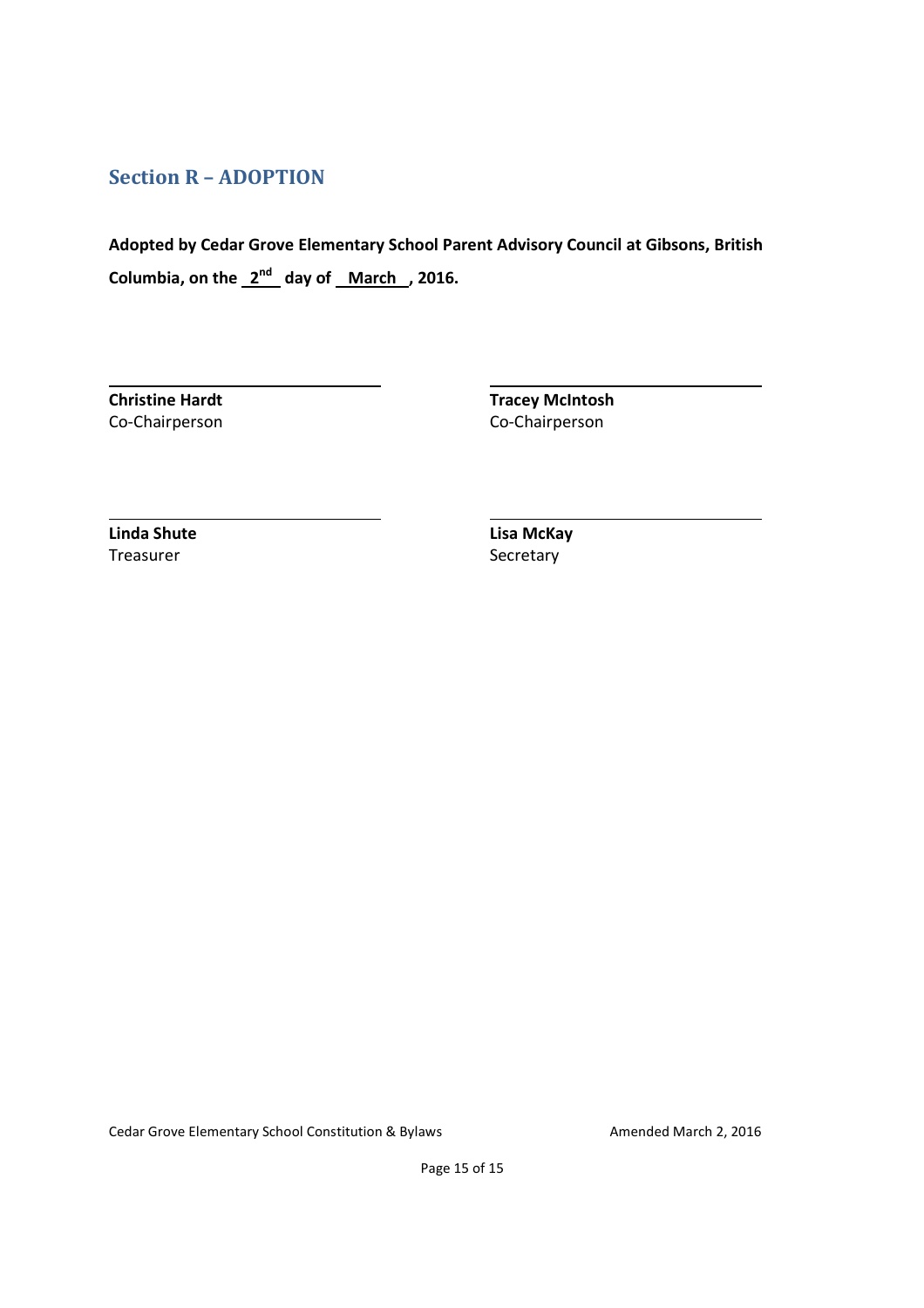## Section R – ADOPTION

**Adopted by Cedar Grove Elementary School Parent Advisory Council at Gibsons, British Columbia, on the 2nd day of March, 2016.**

| | |
|---|---|
| **Christine Hardt**<br>Co-Chairperson | **Tracey McIntosh**<br>Co-Chairperson |
| **Linda Shute**<br>Treasurer | **Lisa McKay**<br>Secretary |